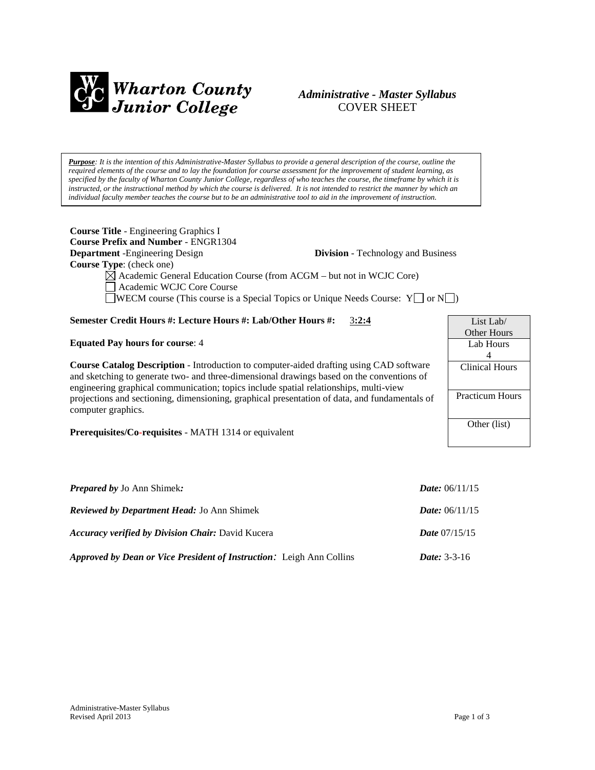**Wharton County Junior College**

## *Administrative - Master Syllabus*
COVER SHEET

***Purpose**: It is the intention of this Administrative-Master Syllabus to provide a general description of the course, outline the required elements of the course and to lay the foundation for course assessment for the improvement of student learning, as specified by the faculty of Wharton County Junior College, regardless of who teaches the course, the timeframe by which it is instructed, or the instructional method by which the course is delivered. It is not intended to restrict the manner by which an individual faculty member teaches the course but to be an administrative tool to aid in the improvement of instruction.*

**Course Title** - Engineering Graphics I
**Course Prefix and Number** - ENGR1304
**Department** -Engineering Design **Division** - Technology and Business
**Course Type**: (check one)

- ☒ Academic General Education Course (from ACGM – but not in WCJC Core)
- ☐ Academic WCJC Core Course
- ☐ WECM course (This course is a Special Topics or Unique Needs Course: Y☐ or N☐)

**Semester Credit Hours #: Lecture Hours #: Lab/Other Hours #:** 3**:2:4**

**Equated Pay hours for course**: 4

**Course Catalog Description** - Introduction to computer-aided drafting using CAD software and sketching to generate two- and three-dimensional drawings based on the conventions of engineering graphical communication; topics include spatial relationships, multi-view projections and sectioning, dimensioning, graphical presentation of data, and fundamentals of computer graphics.

**Prerequisites/Co-requisites** - MATH 1314 or equivalent

| List Lab/ Other Hours |
| --- |
| Lab Hours 4 |
| Clinical Hours |
| Practicum Hours |
| Other (list) |

***Prepared by*** Jo Ann Shimek***:*** ***Date:*** 06/11/15

***Reviewed by Department Head:*** Jo Ann Shimek ***Date:*** 06/11/15

***Accuracy verified by Division Chair:*** David Kucera ***Date*** 07/15/15

***Approved by Dean or Vice President of Instruction:*** Leigh Ann Collins ***Date:*** 3-3-16

Administrative-Master Syllabus
Revised April 2013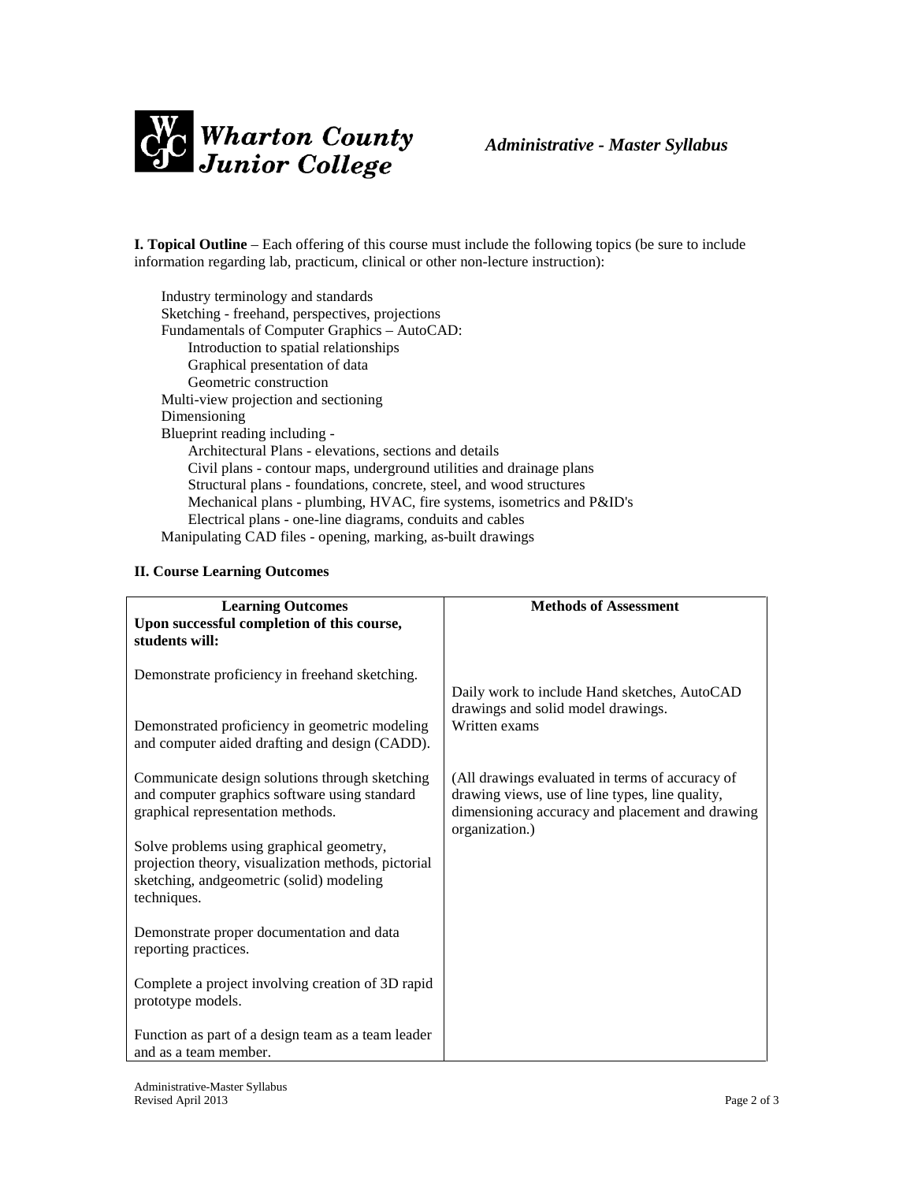**I. Topical Outline** – Each offering of this course must include the following topics (be sure to include information regarding lab, practicum, clinical or other non-lecture instruction):

- Industry terminology and standards
- Sketching - freehand, perspectives, projections
- Fundamentals of Computer Graphics – AutoCAD:
  - Introduction to spatial relationships
  - Graphical presentation of data
  - Geometric construction
- Multi-view projection and sectioning
- Dimensioning
- Blueprint reading including -
  - Architectural Plans - elevations, sections and details
  - Civil plans - contour maps, underground utilities and drainage plans
  - Structural plans - foundations, concrete, steel, and wood structures
  - Mechanical plans - plumbing, HVAC, fire systems, isometrics and P&ID's
  - Electrical plans - one-line diagrams, conduits and cables
- Manipulating CAD files - opening, marking, as-built drawings

**II. Course Learning Outcomes**

| **Learning Outcomes**<br>**Upon successful completion of this course, students will:** | **Methods of Assessment** |
|---|---|
| Demonstrate proficiency in freehand sketching.<br><br>Demonstrated proficiency in geometric modeling and computer aided drafting and design (CADD).<br><br>Communicate design solutions through sketching and computer graphics software using standard graphical representation methods.<br><br>Solve problems using graphical geometry, projection theory, visualization methods, pictorial sketching, andgeometric (solid) modeling techniques.<br><br>Demonstrate proper documentation and data reporting practices.<br><br>Complete a project involving creation of 3D rapid prototype models.<br><br>Function as part of a design team as a team leader and as a team member. | Daily work to include Hand sketches, AutoCAD drawings and solid model drawings.<br>Written exams<br><br>(All drawings evaluated in terms of accuracy of drawing views, use of line types, line quality, dimensioning accuracy and placement and drawing organization.) |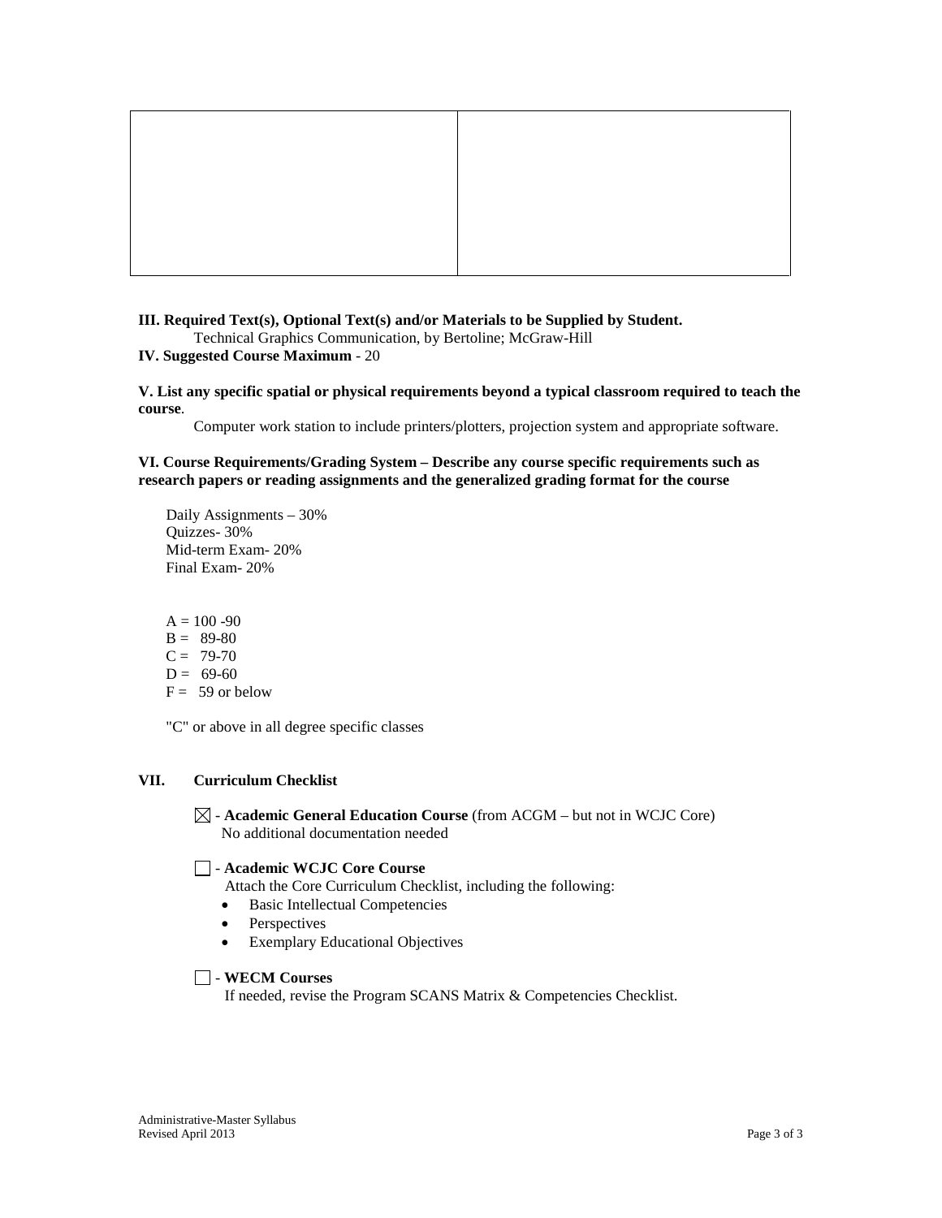| | |
|---|---|
| | |

**III. Required Text(s), Optional Text(s) and/or Materials to be Supplied by Student.**

Technical Graphics Communication, by Bertoline; McGraw-Hill

**IV. Suggested Course Maximum** - 20

**V. List any specific spatial or physical requirements beyond a typical classroom required to teach the course**.

Computer work station to include printers/plotters, projection system and appropriate software.

**VI. Course Requirements/Grading System – Describe any course specific requirements such as research papers or reading assignments and the generalized grading format for the course**

Daily Assignments – 30%
Quizzes- 30%
Mid-term Exam- 20%
Final Exam- 20%

A = 100 -90
B = 89-80
C = 79-70
D = 69-60
F = 59 or below

"C" or above in all degree specific classes

**VII. Curriculum Checklist**

☒ - **Academic General Education Course** (from ACGM – but not in WCJC Core)
No additional documentation needed

☐ - **Academic WCJC Core Course**
Attach the Core Curriculum Checklist, including the following:

- Basic Intellectual Competencies
- Perspectives
- Exemplary Educational Objectives

☐ - **WECM Courses**
If needed, revise the Program SCANS Matrix & Competencies Checklist.

Administrative-Master Syllabus
Revised April 2013